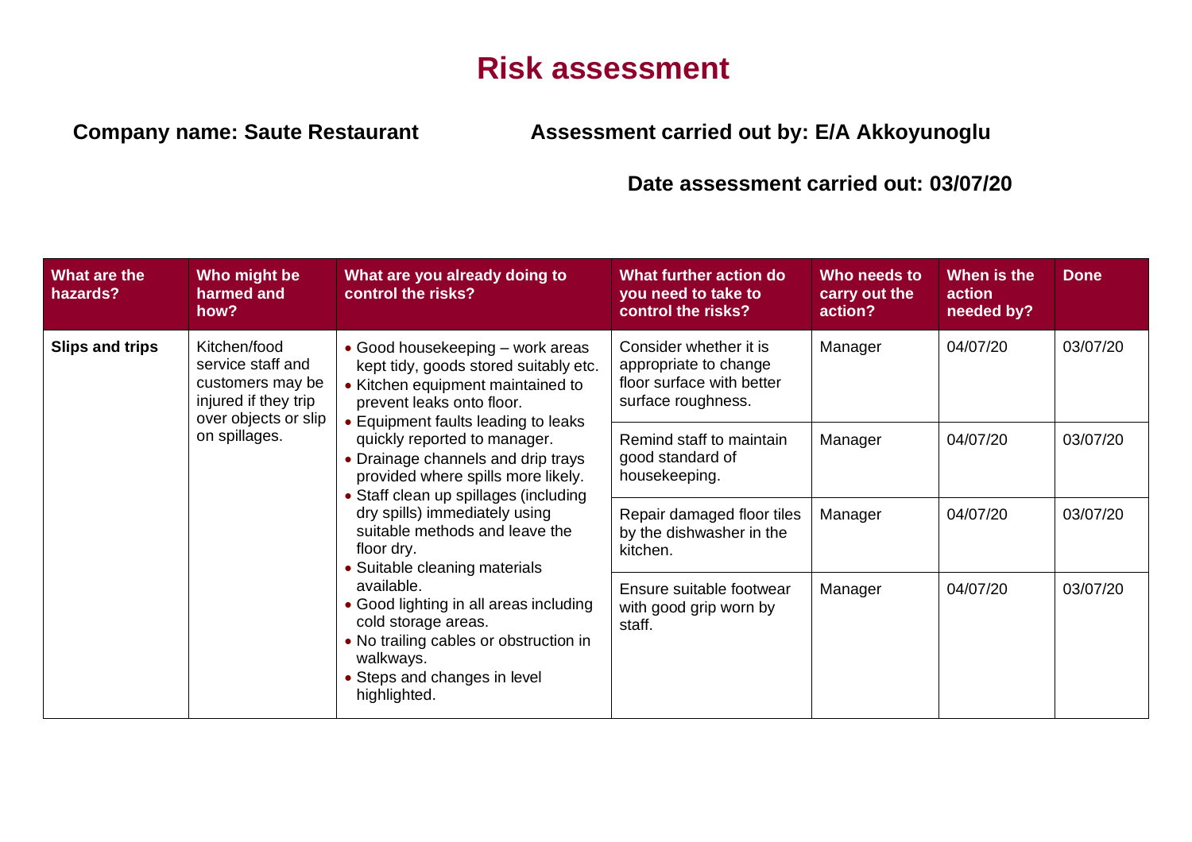# Risk assessment

**Company name: Saute Restaurant** **Assessment carried out by: E/A Akkoyunoglu**

**Date assessment carried out: 03/07/20**

| What are the hazards? | Who might be harmed and how? | What are you already doing to control the risks? | What further action do you need to take to control the risks? | Who needs to carry out the action? | When is the action needed by? | Done |
|---|---|---|---|---|---|---|
| **Slips and trips** | Kitchen/food service staff and customers may be injured if they trip over objects or slip on spillages. | • Good housekeeping – work areas kept tidy, goods stored suitably etc.<br>• Kitchen equipment maintained to prevent leaks onto floor.<br>• Equipment faults leading to leaks quickly reported to manager.<br>• Drainage channels and drip trays provided where spills more likely.<br>• Staff clean up spillages (including dry spills) immediately using suitable methods and leave the floor dry.<br>• Suitable cleaning materials available.<br>• Good lighting in all areas including cold storage areas.<br>• No trailing cables or obstruction in walkways.<br>• Steps and changes in level highlighted. | Consider whether it is appropriate to change floor surface with better surface roughness. | Manager | 04/07/20 | 03/07/20 |
| | | | Remind staff to maintain good standard of housekeeping. | Manager | 04/07/20 | 03/07/20 |
| | | | Repair damaged floor tiles by the dishwasher in the kitchen. | Manager | 04/07/20 | 03/07/20 |
| | | | Ensure suitable footwear with good grip worn by staff. | Manager | 04/07/20 | 03/07/20 |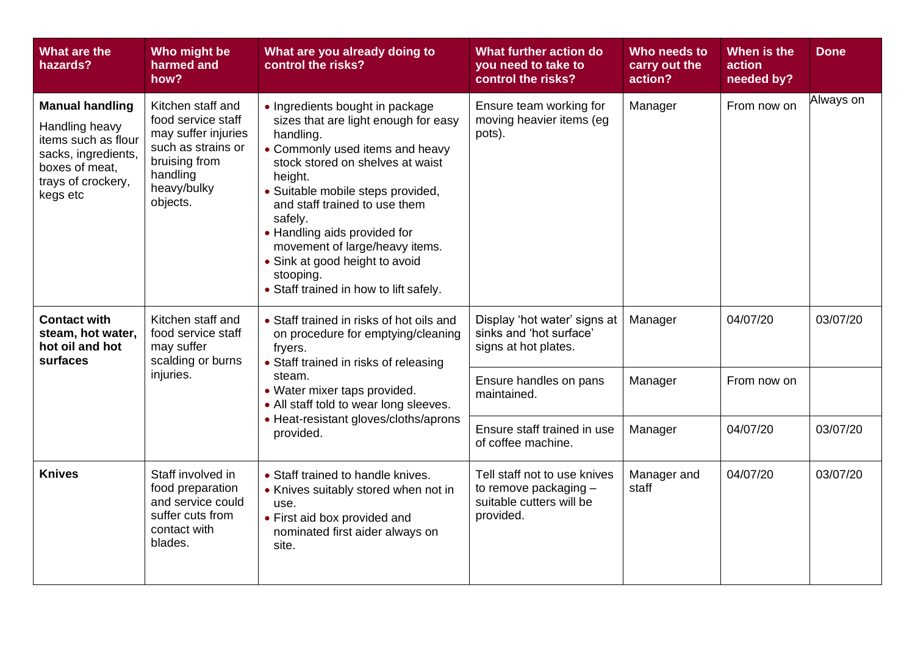| What are the hazards? | Who might be harmed and how? | What are you already doing to control the risks? | What further action do you need to take to control the risks? | Who needs to carry out the action? | When is the action needed by? | Done |
|---|---|---|---|---|---|---|
| **Manual handling** Handling heavy items such as flour sacks, ingredients, boxes of meat, trays of crockery, kegs etc | Kitchen staff and food service staff may suffer injuries such as strains or bruising from handling heavy/bulky objects. | • Ingredients bought in package sizes that are light enough for easy handling. • Commonly used items and heavy stock stored on shelves at waist height. • Suitable mobile steps provided, and staff trained to use them safely. • Handling aids provided for movement of large/heavy items. • Sink at good height to avoid stooping. • Staff trained in how to lift safely. | Ensure team working for moving heavier items (eg pots). | Manager | From now on | Always on |
| **Contact with steam, hot water, hot oil and hot surfaces** | Kitchen staff and food service staff may suffer scalding or burns injuries. | • Staff trained in risks of hot oils and on procedure for emptying/cleaning fryers. • Staff trained in risks of releasing steam. • Water mixer taps provided. • All staff told to wear long sleeves. • Heat-resistant gloves/cloths/aprons provided. | Display 'hot water' signs at sinks and 'hot surface' signs at hot plates. | Manager | 04/07/20 | 03/07/20 |
| | | | Ensure handles on pans maintained. | Manager | From now on | |
| | | | Ensure staff trained in use of coffee machine. | Manager | 04/07/20 | 03/07/20 |
| **Knives** | Staff involved in food preparation and service could suffer cuts from contact with blades. | • Staff trained to handle knives. • Knives suitably stored when not in use. • First aid box provided and nominated first aider always on site. | Tell staff not to use knives to remove packaging – suitable cutters will be provided. | Manager and staff | 04/07/20 | 03/07/20 |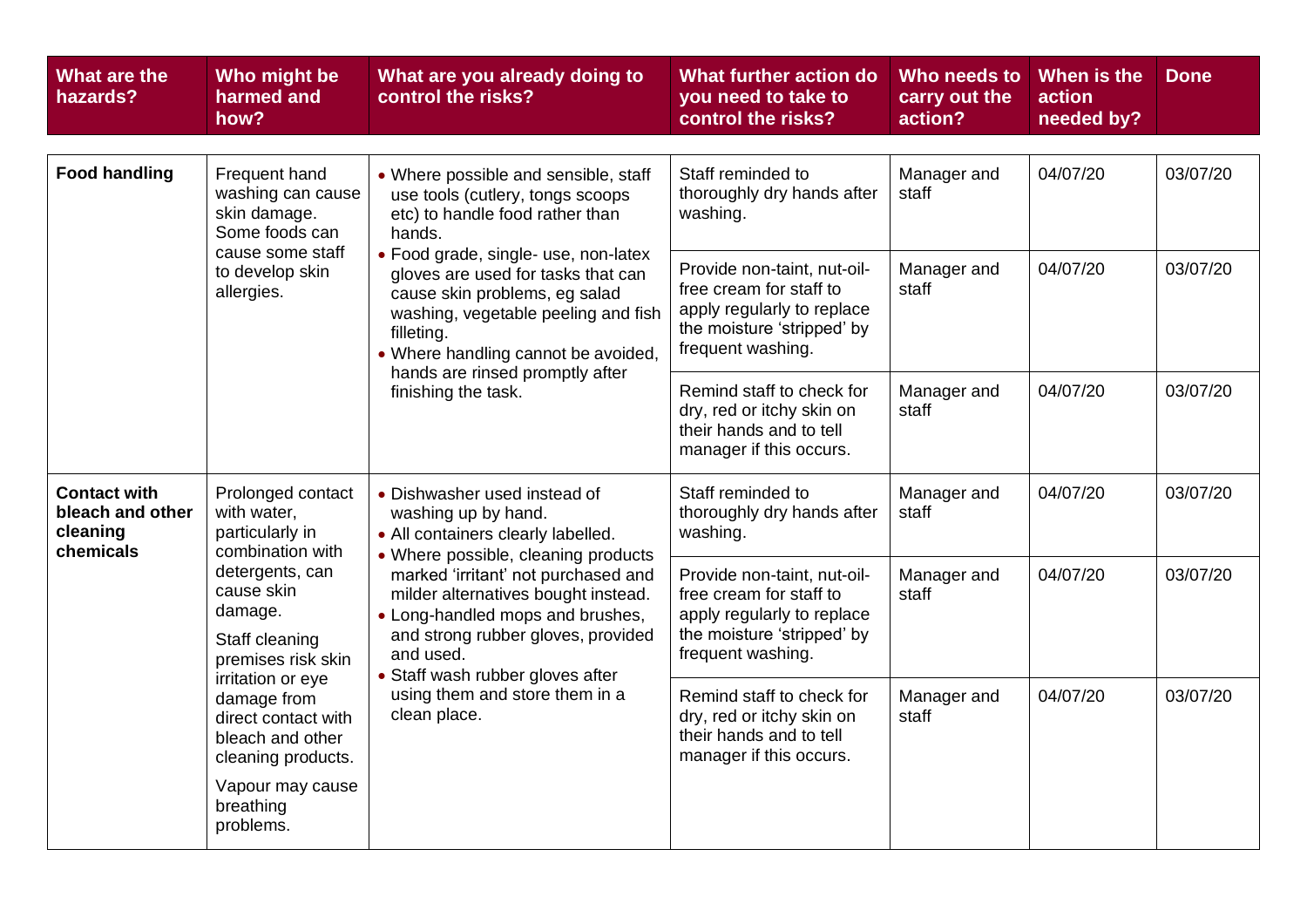| What are the hazards? | Who might be harmed and how? | What are you already doing to control the risks? | What further action do you need to take to control the risks? | Who needs to carry out the action? | When is the action needed by? | Done |
|---|---|---|---|---|---|---|
| **Food handling** | Frequent hand washing can cause skin damage. Some foods can cause some staff to develop skin allergies. | • Where possible and sensible, staff use tools (cutlery, tongs scoops etc) to handle food rather than hands.<br>• Food grade, single- use, non-latex gloves are used for tasks that can cause skin problems, eg salad washing, vegetable peeling and fish filleting.<br>• Where handling cannot be avoided, hands are rinsed promptly after finishing the task. | Staff reminded to thoroughly dry hands after washing. | Manager and staff | 04/07/20 | 03/07/20 |
| | | | Provide non-taint, nut-oil-free cream for staff to apply regularly to replace the moisture 'stripped' by frequent washing. | Manager and staff | 04/07/20 | 03/07/20 |
| | | | Remind staff to check for dry, red or itchy skin on their hands and to tell manager if this occurs. | Manager and staff | 04/07/20 | 03/07/20 |
| **Contact with bleach and other cleaning chemicals** | Prolonged contact with water, particularly in combination with detergents, can cause skin damage.<br>Staff cleaning premises risk skin irritation or eye damage from direct contact with bleach and other cleaning products.<br>Vapour may cause breathing problems. | • Dishwasher used instead of washing up by hand.<br>• All containers clearly labelled.<br>• Where possible, cleaning products marked 'irritant' not purchased and milder alternatives bought instead.<br>• Long-handled mops and brushes, and strong rubber gloves, provided and used.<br>• Staff wash rubber gloves after using them and store them in a clean place. | Staff reminded to thoroughly dry hands after washing. | Manager and staff | 04/07/20 | 03/07/20 |
| | | | Provide non-taint, nut-oil-free cream for staff to apply regularly to replace the moisture 'stripped' by frequent washing. | Manager and staff | 04/07/20 | 03/07/20 |
| | | | Remind staff to check for dry, red or itchy skin on their hands and to tell manager if this occurs. | Manager and staff | 04/07/20 | 03/07/20 |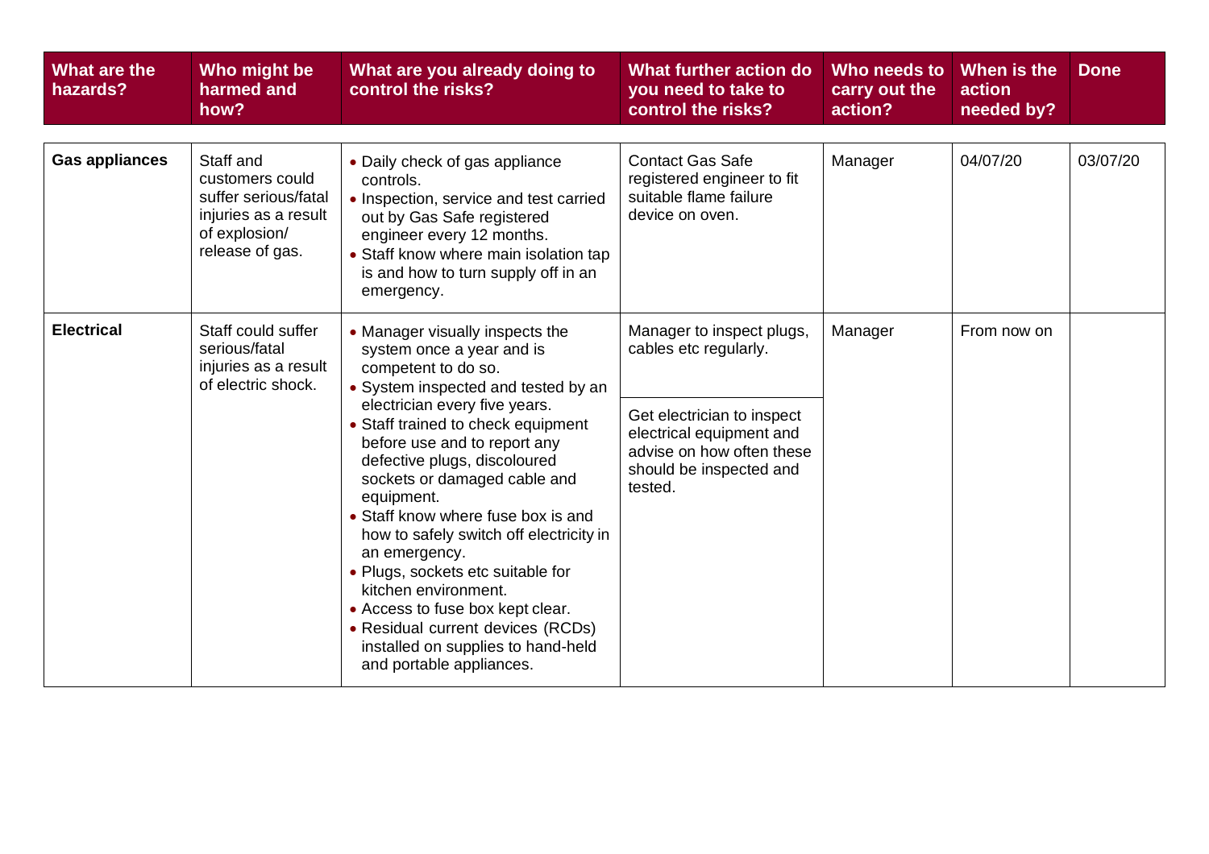| What are the hazards? | Who might be harmed and how? | What are you already doing to control the risks? | What further action do you need to take to control the risks? | Who needs to carry out the action? | When is the action needed by? | Done |
|---|---|---|---|---|---|---|
| **Gas appliances** | Staff and customers could suffer serious/fatal injuries as a result of explosion/ release of gas. | • Daily check of gas appliance controls.<br>• Inspection, service and test carried out by Gas Safe registered engineer every 12 months.<br>• Staff know where main isolation tap is and how to turn supply off in an emergency. | Contact Gas Safe registered engineer to fit suitable flame failure device on oven. | Manager | 04/07/20 | 03/07/20 |
| **Electrical** | Staff could suffer serious/fatal injuries as a result of electric shock. | • Manager visually inspects the system once a year and is competent to do so.<br>• System inspected and tested by an electrician every five years.<br>• Staff trained to check equipment before use and to report any defective plugs, discoloured sockets or damaged cable and equipment.<br>• Staff know where fuse box is and how to safely switch off electricity in an emergency.<br>• Plugs, sockets etc suitable for kitchen environment.<br>• Access to fuse box kept clear.<br>• Residual current devices (RCDs) installed on supplies to hand-held and portable appliances. | Manager to inspect plugs, cables etc regularly.<br><br>Get electrician to inspect electrical equipment and advise on how often these should be inspected and tested. | Manager | From now on | |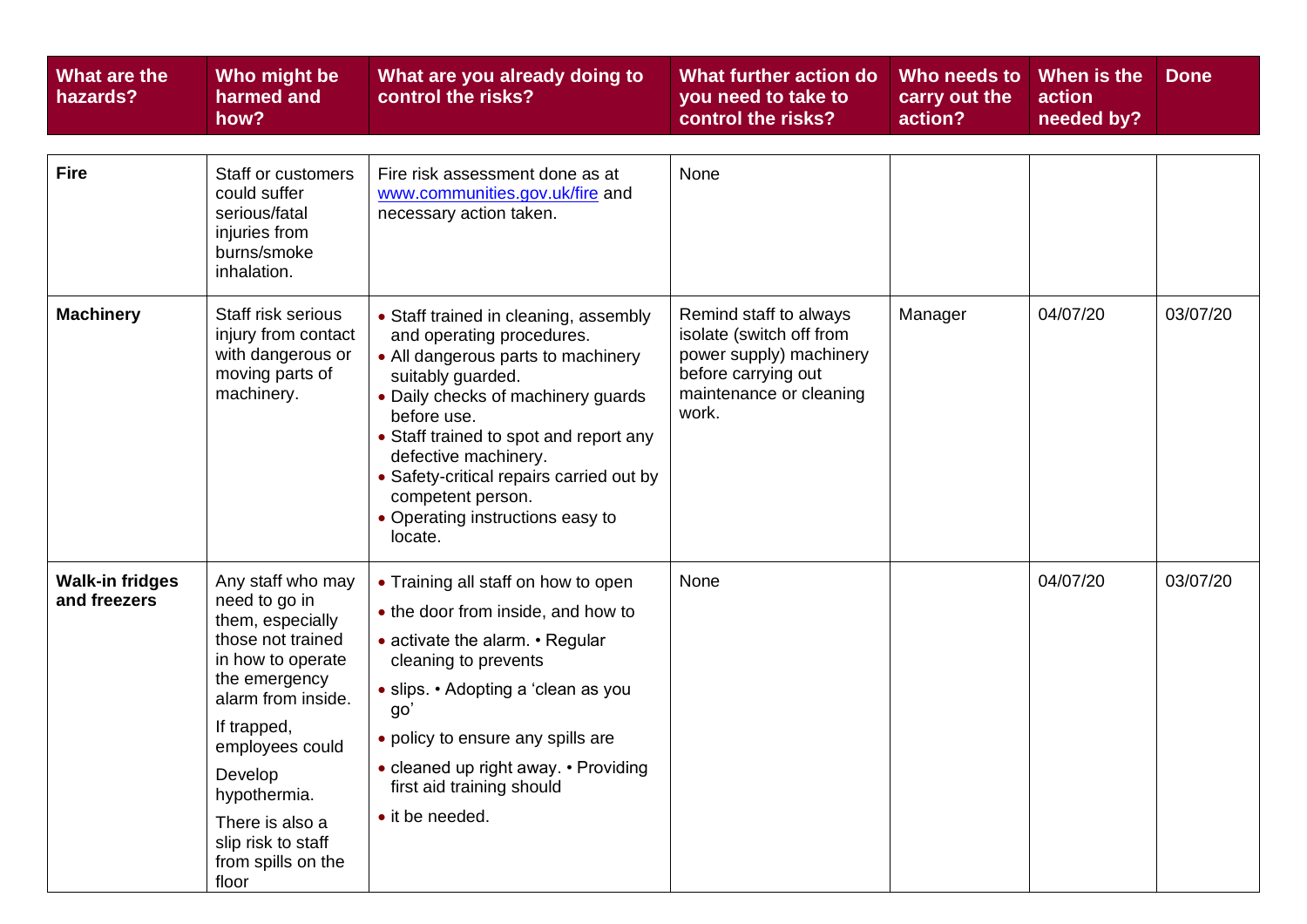| What are the hazards? | Who might be harmed and how? | What are you already doing to control the risks? | What further action do you need to take to control the risks? | Who needs to carry out the action? | When is the action needed by? | Done |
|---|---|---|---|---|---|---|
| **Fire** | Staff or customers could suffer serious/fatal injuries from burns/smoke inhalation. | Fire risk assessment done as at [www.communities.gov.uk/fire](www.communities.gov.uk/fire) and necessary action taken. | None | | | |
| **Machinery** | Staff risk serious injury from contact with dangerous or moving parts of machinery. | • Staff trained in cleaning, assembly and operating procedures.<br>• All dangerous parts to machinery suitably guarded.<br>• Daily checks of machinery guards before use.<br>• Staff trained to spot and report any defective machinery.<br>• Safety-critical repairs carried out by competent person.<br>• Operating instructions easy to locate. | Remind staff to always isolate (switch off from power supply) machinery before carrying out maintenance or cleaning work. | Manager | 04/07/20 | 03/07/20 |
| **Walk-in fridges and freezers** | Any staff who may need to go in them, especially those not trained in how to operate the emergency alarm from inside.<br>If trapped, employees could Develop hypothermia.<br>There is also a slip risk to staff from spills on the floor | • Training all staff on how to open<br>• the door from inside, and how to<br>• activate the alarm. • Regular cleaning to prevents<br>• slips. • Adopting a 'clean as you go'<br>• policy to ensure any spills are<br>• cleaned up right away. • Providing first aid training should<br>• it be needed. | None | | 04/07/20 | 03/07/20 |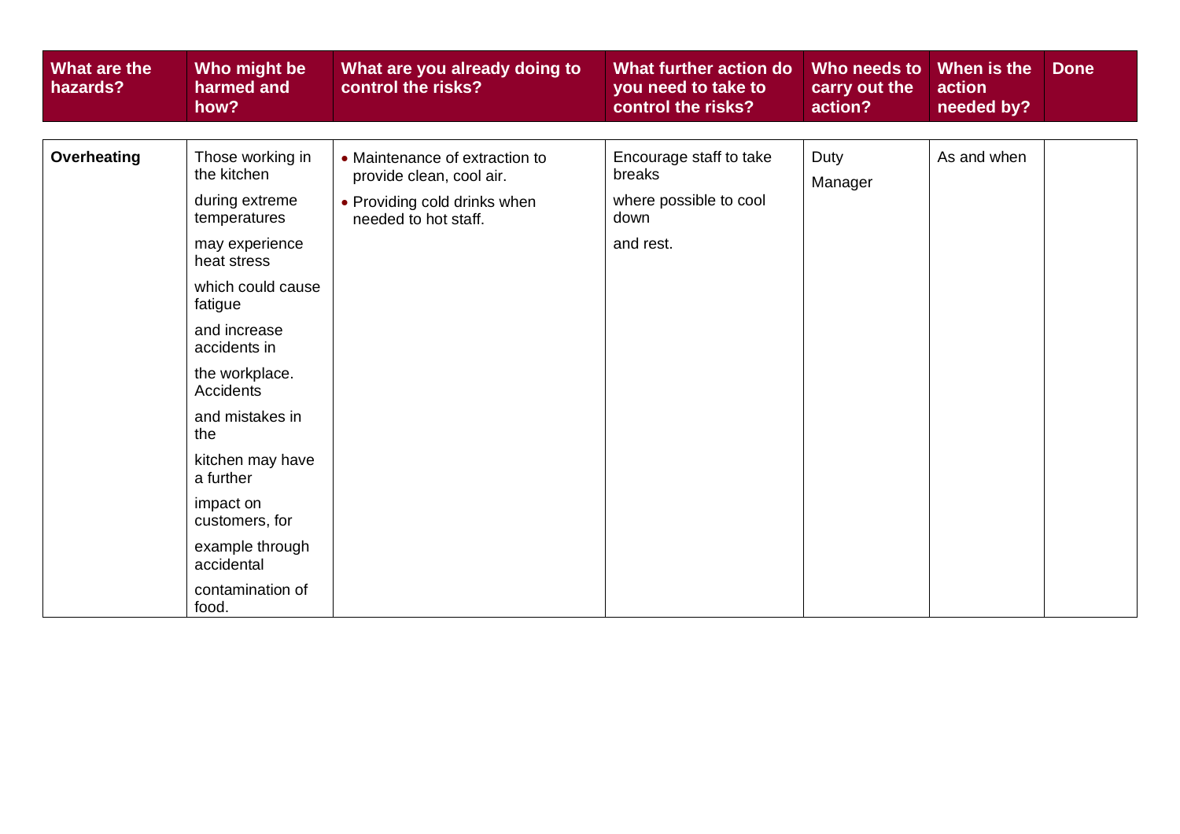| What are the hazards? | Who might be harmed and how? | What are you already doing to control the risks? | What further action do you need to take to control the risks? | Who needs to carry out the action? | When is the action needed by? | Done |
|---|---|---|---|---|---|---|
| **Overheating** | Those working in the kitchen during extreme temperatures may experience heat stress which could cause fatigue and increase accidents in the workplace. Accidents and mistakes in the kitchen may have a further impact on customers, for example through accidental contamination of food. | • Maintenance of extraction to provide clean, cool air. • Providing cold drinks when needed to hot staff. | Encourage staff to take breaks where possible to cool down and rest. | Duty Manager | As and when | |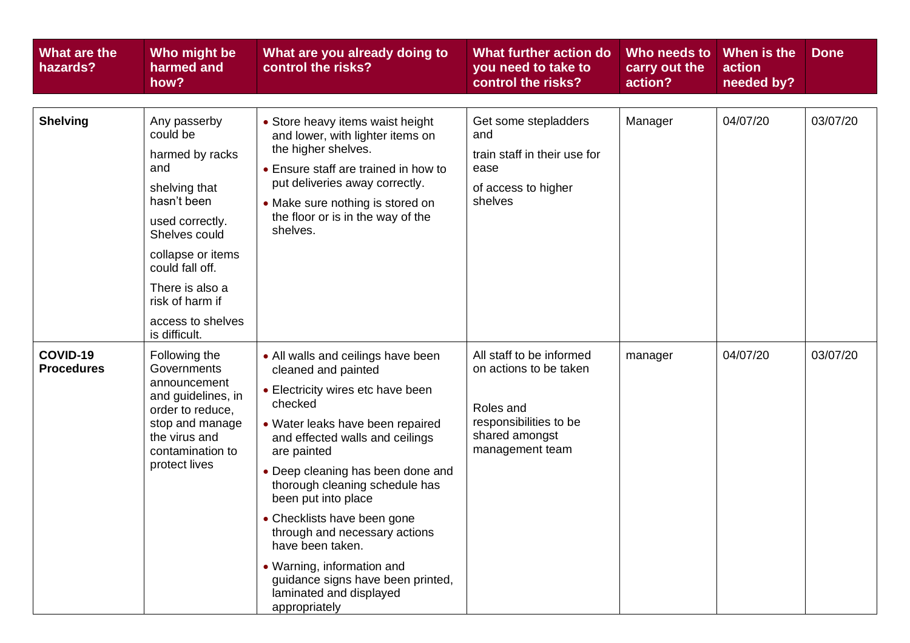| What are the hazards? | Who might be harmed and how? | What are you already doing to control the risks? | What further action do you need to take to control the risks? | Who needs to carry out the action? | When is the action needed by? | Done |
|---|---|---|---|---|---|---|
| **Shelving** | Any passerby could be harmed by racks and shelving that hasn't been used correctly. Shelves could collapse or items could fall off. There is also a risk of harm if access to shelves is difficult. | • Store heavy items waist height and lower, with lighter items on the higher shelves.<br>• Ensure staff are trained in how to put deliveries away correctly.<br>• Make sure nothing is stored on the floor or is in the way of the shelves. | Get some stepladders and train staff in their use for ease of access to higher shelves | Manager | 04/07/20 | 03/07/20 |
| **COVID-19 Procedures** | Following the Governments announcement and guidelines, in order to reduce, stop and manage the virus and contamination to protect lives | • All walls and ceilings have been cleaned and painted<br>• Electricity wires etc have been checked<br>• Water leaks have been repaired and effected walls and ceilings are painted<br>• Deep cleaning has been done and thorough cleaning schedule has been put into place<br>• Checklists have been gone through and necessary actions have been taken.<br>• Warning, information and guidance signs have been printed, laminated and displayed appropriately | All staff to be informed on actions to be taken<br><br>Roles and responsibilities to be shared amongst management team | manager | 04/07/20 | 03/07/20 |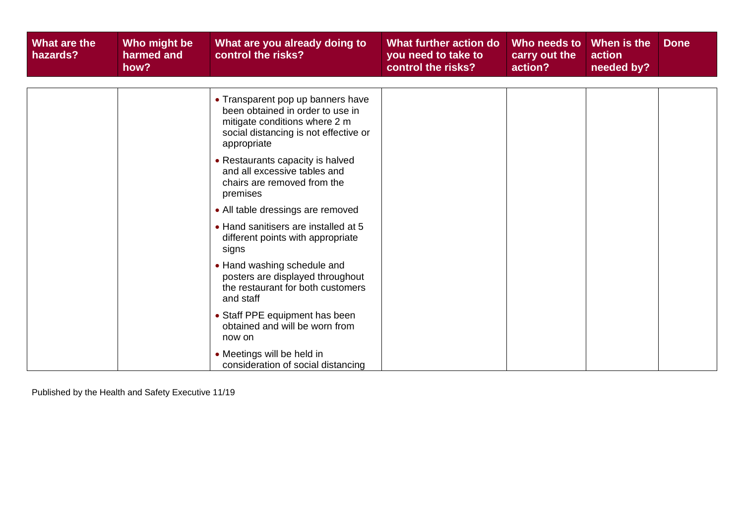| What are the hazards? | Who might be harmed and how? | What are you already doing to control the risks? | What further action do you need to take to control the risks? | Who needs to carry out the action? | When is the action needed by? | Done |
|---|---|---|---|---|---|---|
| | | • Transparent pop up banners have been obtained in order to use in mitigate conditions where 2 m social distancing is not effective or appropriate<br>• Restaurants capacity is halved and all excessive tables and chairs are removed from the premises<br>• All table dressings are removed<br>• Hand sanitisers are installed at 5 different points with appropriate signs<br>• Hand washing schedule and posters are displayed throughout the restaurant for both customers and staff<br>• Staff PPE equipment has been obtained and will be worn from now on<br>• Meetings will be held in consideration of social distancing | | | | |

Published by the Health and Safety Executive 11/19